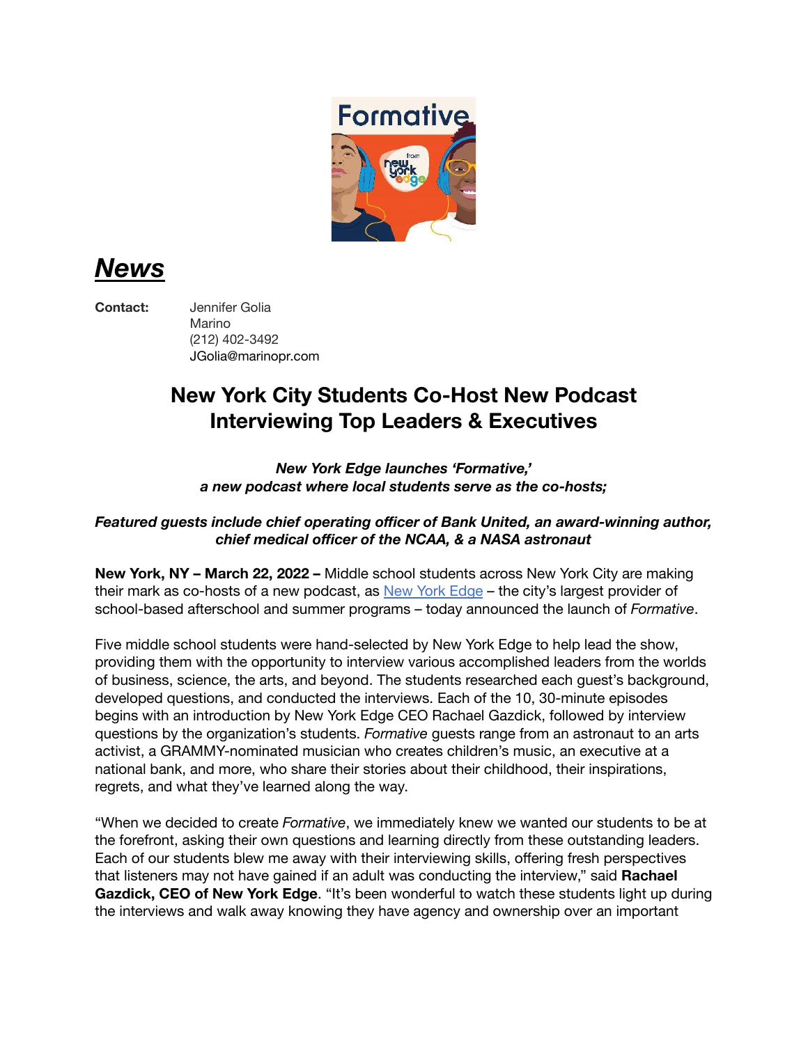# *News*

**Contact:** Jennifer Golia
Marino
(212) 402-3492
JGolia@marinopr.com

## New York City Students Co-Host New Podcast Interviewing Top Leaders & Executives

***New York Edge launches 'Formative,' a new podcast where local students serve as the co-hosts;***

***Featured guests include chief operating officer of Bank United, an award-winning author, chief medical officer of the NCAA, & a NASA astronaut***

**New York, NY – March 22, 2022 –** Middle school students across New York City are making their mark as co-hosts of a new podcast, as [New York Edge](#) – the city's largest provider of school-based afterschool and summer programs – today announced the launch of *Formative*.

Five middle school students were hand-selected by New York Edge to help lead the show, providing them with the opportunity to interview various accomplished leaders from the worlds of business, science, the arts, and beyond. The students researched each guest's background, developed questions, and conducted the interviews. Each of the 10, 30-minute episodes begins with an introduction by New York Edge CEO Rachael Gazdick, followed by interview questions by the organization's students. *Formative* guests range from an astronaut to an arts activist, a GRAMMY-nominated musician who creates children's music, an executive at a national bank, and more, who share their stories about their childhood, their inspirations, regrets, and what they've learned along the way.

"When we decided to create *Formative*, we immediately knew we wanted our students to be at the forefront, asking their own questions and learning directly from these outstanding leaders. Each of our students blew me away with their interviewing skills, offering fresh perspectives that listeners may not have gained if an adult was conducting the interview," said **Rachael Gazdick, CEO of New York Edge**. "It's been wonderful to watch these students light up during the interviews and walk away knowing they have agency and ownership over an important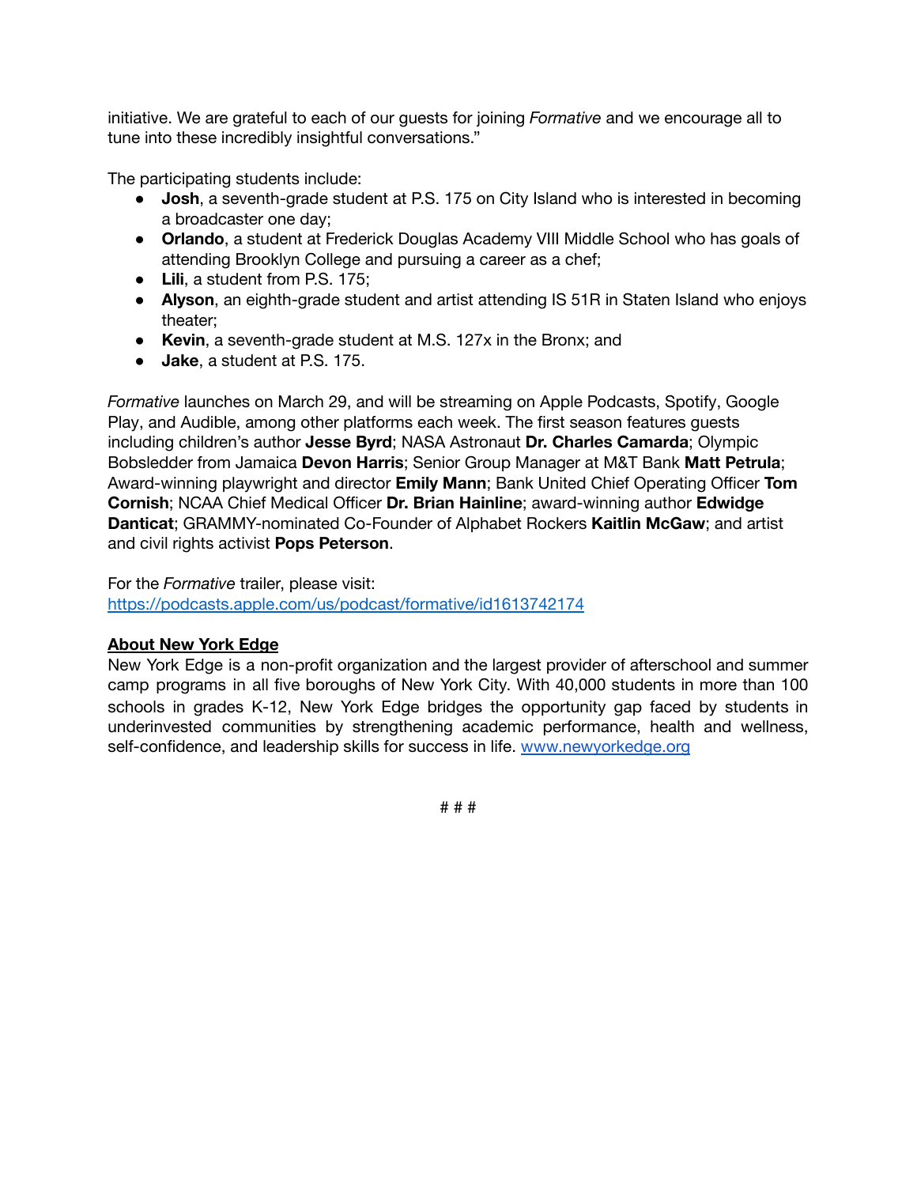initiative. We are grateful to each of our guests for joining *Formative* and we encourage all to tune into these incredibly insightful conversations."

The participating students include:

- **Josh**, a seventh-grade student at P.S. 175 on City Island who is interested in becoming a broadcaster one day;
- **Orlando**, a student at Frederick Douglas Academy VIII Middle School who has goals of attending Brooklyn College and pursuing a career as a chef;
- **Lili**, a student from P.S. 175;
- **Alyson**, an eighth-grade student and artist attending IS 51R in Staten Island who enjoys theater;
- **Kevin**, a seventh-grade student at M.S. 127x in the Bronx; and
- **Jake**, a student at P.S. 175.

*Formative* launches on March 29, and will be streaming on Apple Podcasts, Spotify, Google Play, and Audible, among other platforms each week. The first season features guests including children's author **Jesse Byrd**; NASA Astronaut **Dr. Charles Camarda**; Olympic Bobsledder from Jamaica **Devon Harris**; Senior Group Manager at M&T Bank **Matt Petrula**; Award-winning playwright and director **Emily Mann**; Bank United Chief Operating Officer **Tom Cornish**; NCAA Chief Medical Officer **Dr. Brian Hainline**; award-winning author **Edwidge Danticat**; GRAMMY-nominated Co-Founder of Alphabet Rockers **Kaitlin McGaw**; and artist and civil rights activist **Pops Peterson**.

For the *Formative* trailer, please visit:
https://podcasts.apple.com/us/podcast/formative/id1613742174

**About New York Edge**

New York Edge is a non-profit organization and the largest provider of afterschool and summer camp programs in all five boroughs of New York City. With 40,000 students in more than 100 schools in grades K-12, New York Edge bridges the opportunity gap faced by students in underinvested communities by strengthening academic performance, health and wellness, self-confidence, and leadership skills for success in life. www.newyorkedge.org

# # #